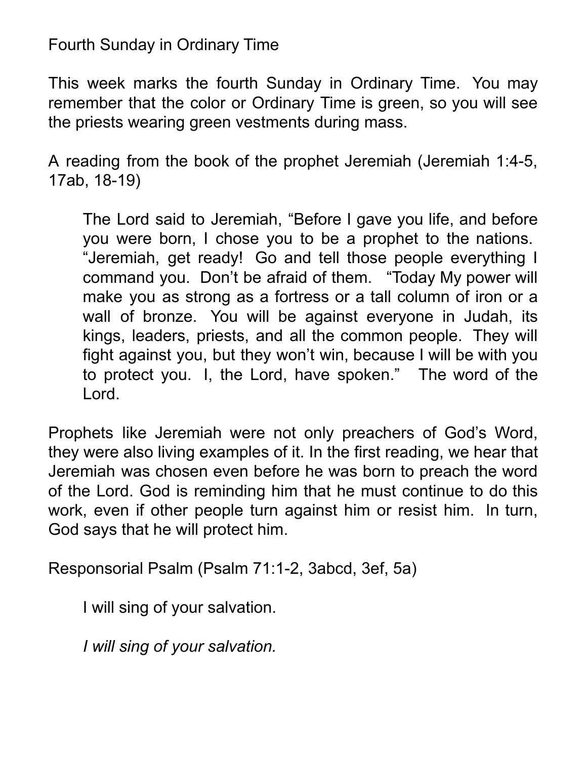# Fourth Sunday in Ordinary Time

This week marks the fourth Sunday in Ordinary Time. You may remember that the color or Ordinary Time is green, so you will see the priests wearing green vestments during mass.

A reading from the book of the prophet Jeremiah (Jeremiah 1:4-5, 17ab, 18-19)

> The Lord said to Jeremiah, "Before I gave you life, and before you were born, I chose you to be a prophet to the nations. "Jeremiah, get ready! Go and tell those people everything I command you. Don't be afraid of them. "Today My power will make you as strong as a fortress or a tall column of iron or a wall of bronze. You will be against everyone in Judah, its kings, leaders, priests, and all the common people. They will fight against you, but they won't win, because I will be with you to protect you. I, the Lord, have spoken." The word of the Lord.

Prophets like Jeremiah were not only preachers of God's Word, they were also living examples of it. In the first reading, we hear that Jeremiah was chosen even before he was born to preach the word of the Lord. God is reminding him that he must continue to do this work, even if other people turn against him or resist him. In turn, God says that he will protect him.

Responsorial Psalm (Psalm 71:1-2, 3abcd, 3ef, 5a)

> I will sing of your salvation.
>
> *I will sing of your salvation.*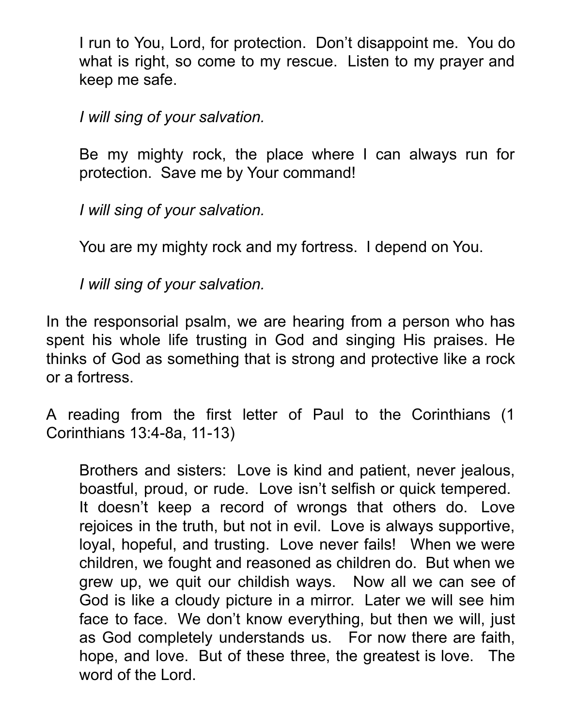I run to You, Lord, for protection. Don't disappoint me. You do what is right, so come to my rescue. Listen to my prayer and keep me safe.

*I will sing of your salvation.*

Be my mighty rock, the place where I can always run for protection. Save me by Your command!

*I will sing of your salvation.*

You are my mighty rock and my fortress. I depend on You.

*I will sing of your salvation.*

In the responsorial psalm, we are hearing from a person who has spent his whole life trusting in God and singing His praises. He thinks of God as something that is strong and protective like a rock or a fortress.

A reading from the first letter of Paul to the Corinthians (1 Corinthians 13:4-8a, 11-13)

Brothers and sisters: Love is kind and patient, never jealous, boastful, proud, or rude. Love isn't selfish or quick tempered. It doesn't keep a record of wrongs that others do. Love rejoices in the truth, but not in evil. Love is always supportive, loyal, hopeful, and trusting. Love never fails! When we were children, we fought and reasoned as children do. But when we grew up, we quit our childish ways. Now all we can see of God is like a cloudy picture in a mirror. Later we will see him face to face. We don't know everything, but then we will, just as God completely understands us. For now there are faith, hope, and love. But of these three, the greatest is love. The word of the Lord.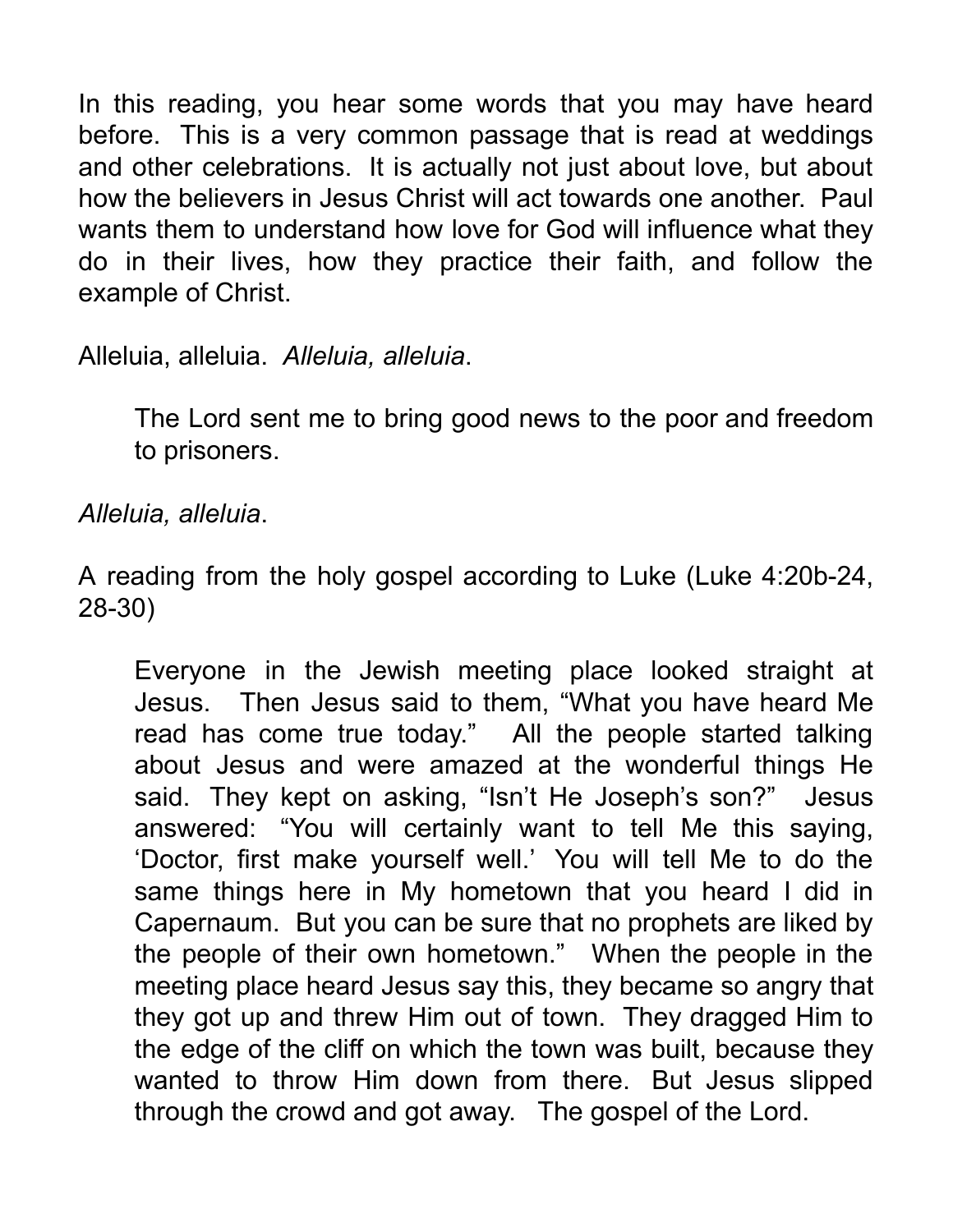In this reading, you hear some words that you may have heard before. This is a very common passage that is read at weddings and other celebrations. It is actually not just about love, but about how the believers in Jesus Christ will act towards one another. Paul wants them to understand how love for God will influence what they do in their lives, how they practice their faith, and follow the example of Christ.

Alleluia, alleluia. *Alleluia, alleluia*.

> The Lord sent me to bring good news to the poor and freedom to prisoners.

*Alleluia, alleluia*.

A reading from the holy gospel according to Luke (Luke 4:20b-24, 28-30)

> Everyone in the Jewish meeting place looked straight at Jesus. Then Jesus said to them, "What you have heard Me read has come true today." All the people started talking about Jesus and were amazed at the wonderful things He said. They kept on asking, "Isn't He Joseph's son?" Jesus answered: "You will certainly want to tell Me this saying, 'Doctor, first make yourself well.' You will tell Me to do the same things here in My hometown that you heard I did in Capernaum. But you can be sure that no prophets are liked by the people of their own hometown." When the people in the meeting place heard Jesus say this, they became so angry that they got up and threw Him out of town. They dragged Him to the edge of the cliff on which the town was built, because they wanted to throw Him down from there. But Jesus slipped through the crowd and got away. The gospel of the Lord.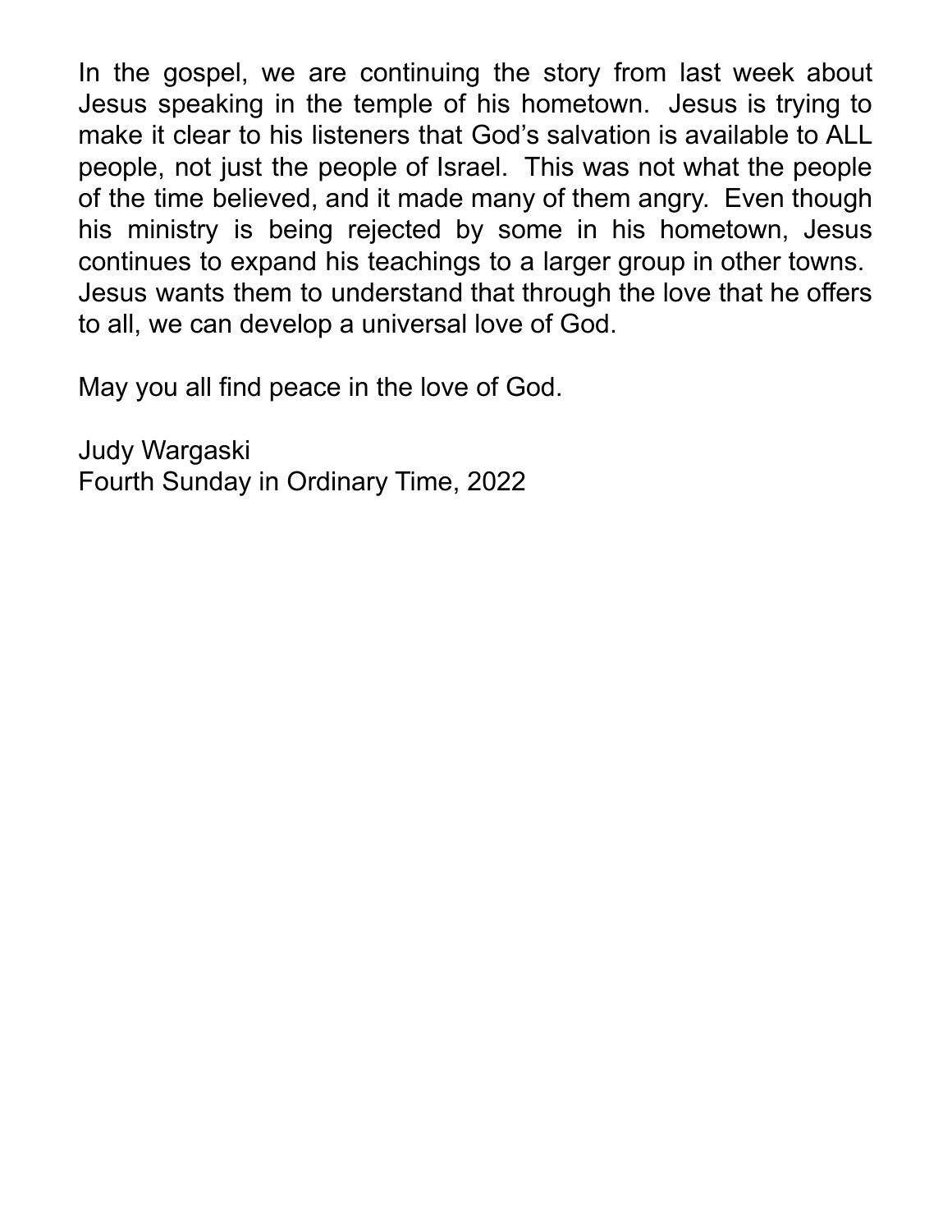In the gospel, we are continuing the story from last week about Jesus speaking in the temple of his hometown. Jesus is trying to make it clear to his listeners that God's salvation is available to ALL people, not just the people of Israel. This was not what the people of the time believed, and it made many of them angry. Even though his ministry is being rejected by some in his hometown, Jesus continues to expand his teachings to a larger group in other towns. Jesus wants them to understand that through the love that he offers to all, we can develop a universal love of God.

May you all find peace in the love of God.

Judy Wargaski
Fourth Sunday in Ordinary Time, 2022